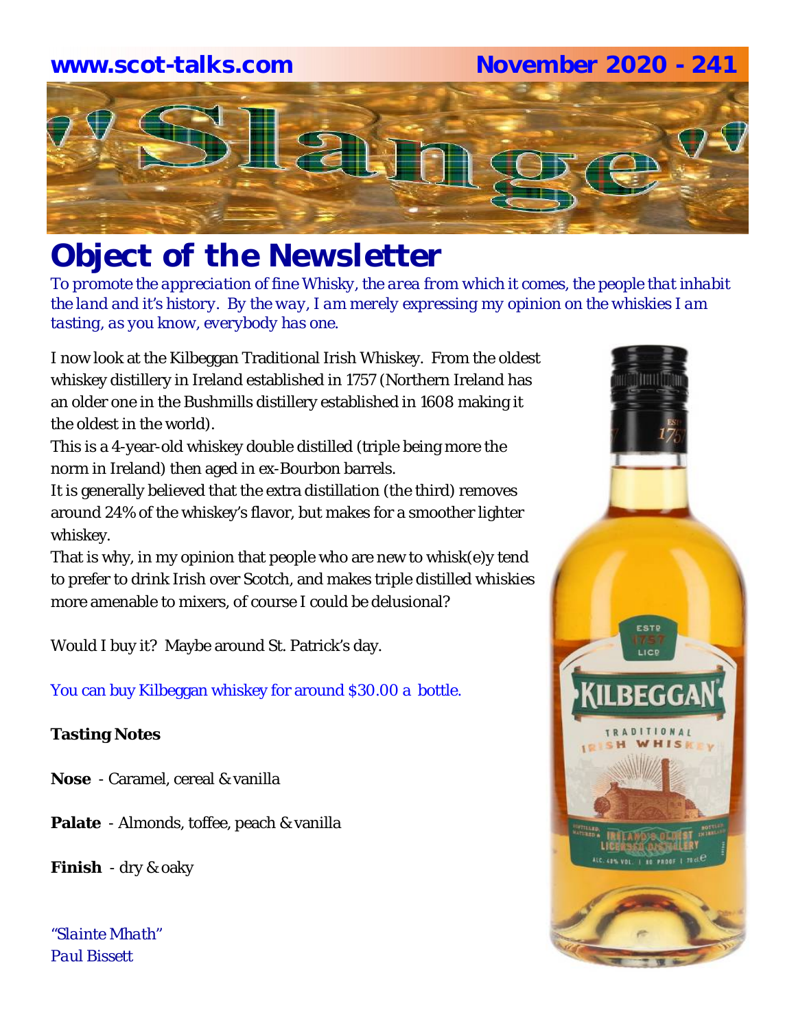www.scot-talks.com November 2020 - 241

# Object of the Newsletter

*To promote the appreciation of fine Whisky, the area from which it comes, the people that inhabit the land and it's history. By the way, I am merely expressing my opinion on the whiskies I am tasting, as you know, everybody has one.*

I now look at the Kilbeggan Traditional Irish Whiskey. From the oldest whiskey distillery in Ireland established in 1757 (Northern Ireland has an older one in the Bushmills distillery established in 1608 making it the oldest in the world).

This is a 4-year-old whiskey double distilled (triple being more the norm in Ireland) then aged in ex-Bourbon barrels.

It is generally believed that the extra distillation (the third) removes around 24% of the whiskey's flavor, but makes for a smoother lighter whiskey.

That is why, in my opinion that people who are new to whisk(e)y tend to prefer to drink Irish over Scotch, and makes triple distilled whiskies more amenable to mixers, of course I could be delusional?

Would I buy it? Maybe around St. Patrick's day.

You can buy Kilbeggan whiskey for around $30.00 a bottle.

**Tasting Notes**

**Nose** - Caramel, cereal & vanilla

**Palate** - Almonds, toffee, peach & vanilla

**Finish** - dry & oaky

*"Slainte Mhath"*
*Paul Bissett*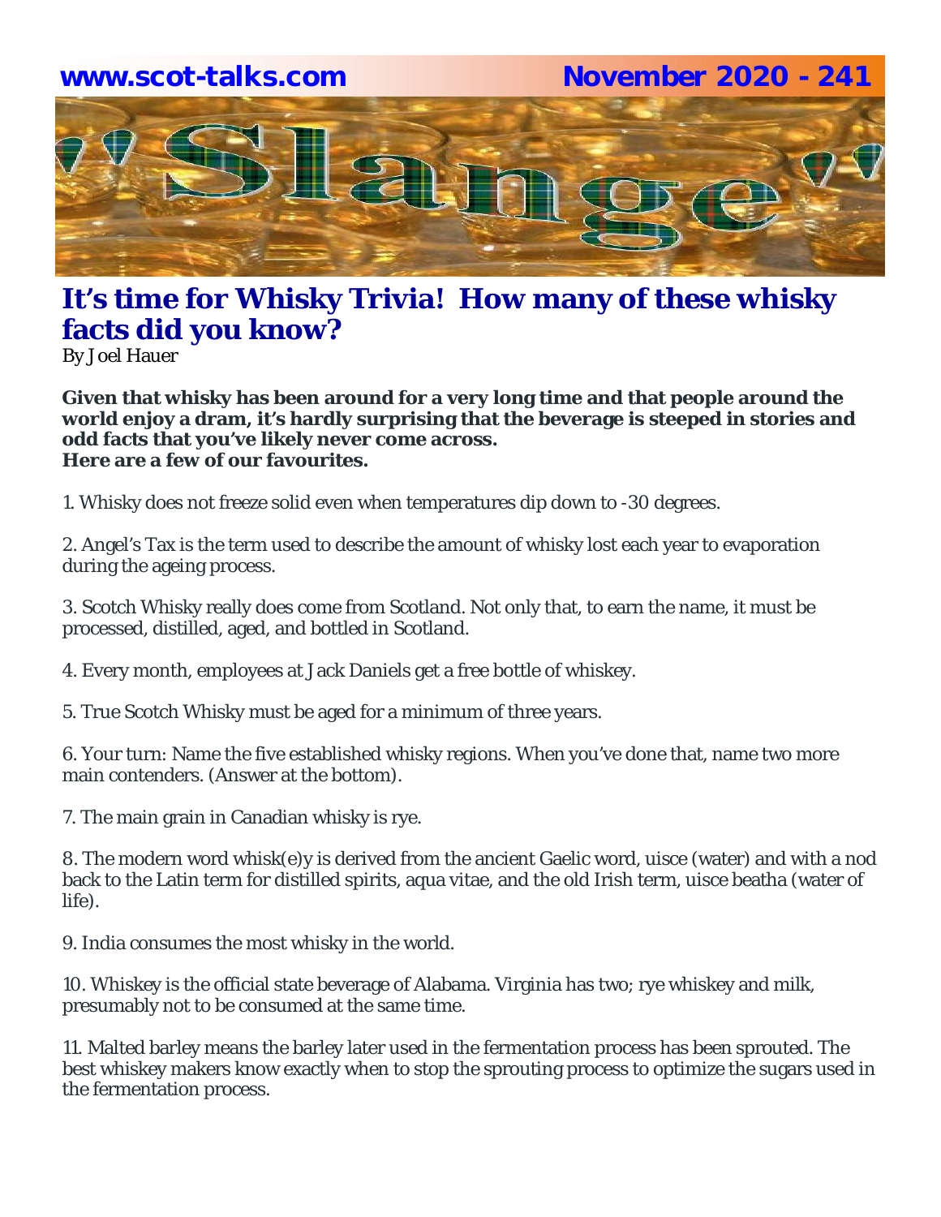# It's time for Whisky Trivia! How many of these whisky facts did you know?

By Joel Hauer

**Given that whisky has been around for a very long time and that people around the world enjoy a dram, it's hardly surprising that the beverage is steeped in stories and odd facts that you've likely never come across.**
**Here are a few of our favourites.**

1. Whisky does not freeze solid even when temperatures dip down to -30 degrees.

2. Angel's Tax is the term used to describe the amount of whisky lost each year to evaporation during the ageing process.

3. Scotch Whisky really does come from Scotland. Not only that, to earn the name, it must be processed, distilled, aged, and bottled in Scotland.

4. Every month, employees at Jack Daniels get a free bottle of whiskey.

5. True Scotch Whisky must be aged for a minimum of three years.

6. Your turn: Name the five established whisky regions. When you've done that, name two more main contenders. (Answer at the bottom).

7. The main grain in Canadian whisky is rye.

8. The modern word whisk(e)y is derived from the ancient Gaelic word, uisce (water) and with a nod back to the Latin term for distilled spirits, aqua vitae, and the old Irish term, uisce beatha (water of life).

9. India consumes the most whisky in the world.

10. Whiskey is the official state beverage of Alabama. Virginia has two; rye whiskey and milk, presumably not to be consumed at the same time.

11. Malted barley means the barley later used in the fermentation process has been sprouted. The best whiskey makers know exactly when to stop the sprouting process to optimize the sugars used in the fermentation process.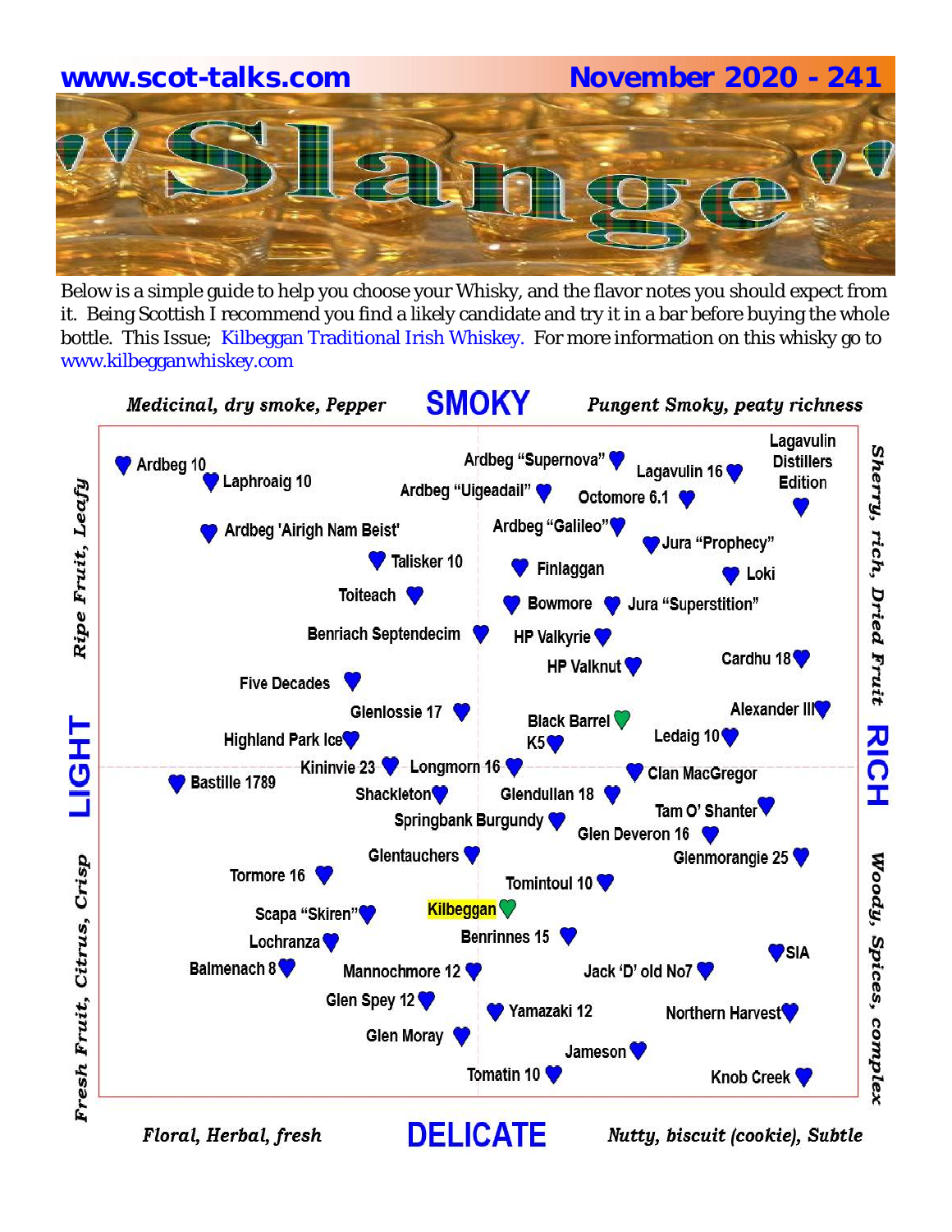www.scot-talks.com

November 2020 - 241

# "Slange"

Below is a simple guide to help you choose your Whisky, and the flavor notes you should expect from it. Being Scottish I recommend you find a likely candidate and try it in a bar before buying the whole bottle. This Issue; Kilbeggan Traditional Irish Whiskey. For more information on this whisky go to www.kilbegganwhiskey.com

*Medicinal, dry smoke, Pepper*

SMOKY

*Pungent Smoky, peaty richness*

*Ripe Fruit, Leafy*

LIGHT

*Fresh Fruit, Citrus, Crisp*

*Sherry, rich, Dried Fruit*

RICH

*Woody, Spices, complex*

*Floral, Herbal, fresh*

DELICATE

*Nutty, biscuit (cookie), Subtle*

Ardbeg 10
Laphroaig 10
Ardbeg "Supernova"
Ardbeg "Uigeadail"
Lagavulin 16
Lagavulin Distillers Edition
Octomore 6.1
Ardbeg 'Airigh Nam Beist'
Ardbeg "Galileo"
Jura "Prophecy"
Talisker 10
Finlaggan
Loki
Toiteach
Bowmore
Jura "Superstition"
Benriach Septendecim
HP Valkyrie
HP Valknut
Cardhu 18
Five Decades
Glenlossie 17
Black Barrel
Alexander III
Highland Park Ice
K5
Ledaig 10
Kininvie 23
Longmorn 16
Bastille 1789
Clan MacGregor
Shackleton
Glendullan 18
Springbank Burgundy
Tam O' Shanter
Glen Deveron 16
Glentauchers
Glenmorangie 25
Tormore 16
Tomintoul 10
Scapa "Skiren"
Kilbeggan
Lochranza
Benrinnes 15
SIA
Balmenach 8
Mannochmore 12
Jack 'D' old No7
Glen Spey 12
Yamazaki 12
Northern Harvest
Glen Moray
Jameson
Tomatin 10
Knob Creek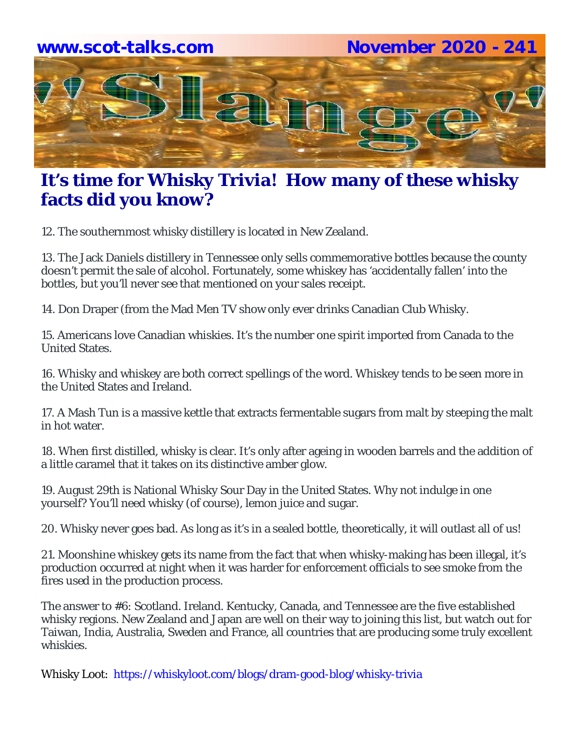## It's time for Whisky Trivia! How many of these whisky facts did you know?

12. The southernmost whisky distillery is located in New Zealand.

13. The Jack Daniels distillery in Tennessee only sells commemorative bottles because the county doesn't permit the sale of alcohol. Fortunately, some whiskey has 'accidentally fallen' into the bottles, but you'll never see that mentioned on your sales receipt.

14. Don Draper (from the Mad Men TV show only ever drinks Canadian Club Whisky.

15. Americans love Canadian whiskies. It's the number one spirit imported from Canada to the United States.

16. Whisky and whiskey are both correct spellings of the word. Whiskey tends to be seen more in the United States and Ireland.

17. A Mash Tun is a massive kettle that extracts fermentable sugars from malt by steeping the malt in hot water.

18. When first distilled, whisky is clear. It's only after ageing in wooden barrels and the addition of a little caramel that it takes on its distinctive amber glow.

19. August 29th is National Whisky Sour Day in the United States. Why not indulge in one yourself? You'll need whisky (of course), lemon juice and sugar.

20. Whisky never goes bad. As long as it's in a sealed bottle, theoretically, it will outlast all of us!

21. Moonshine whiskey gets its name from the fact that when whisky-making has been illegal, it's production occurred at night when it was harder for enforcement officials to see smoke from the fires used in the production process.

The answer to #6: Scotland. Ireland. Kentucky, Canada, and Tennessee are the five established whisky regions. New Zealand and Japan are well on their way to joining this list, but watch out for Taiwan, India, Australia, Sweden and France, all countries that are producing some truly excellent whiskies.

Whisky Loot: https://whiskyloot.com/blogs/dram-good-blog/whisky-trivia